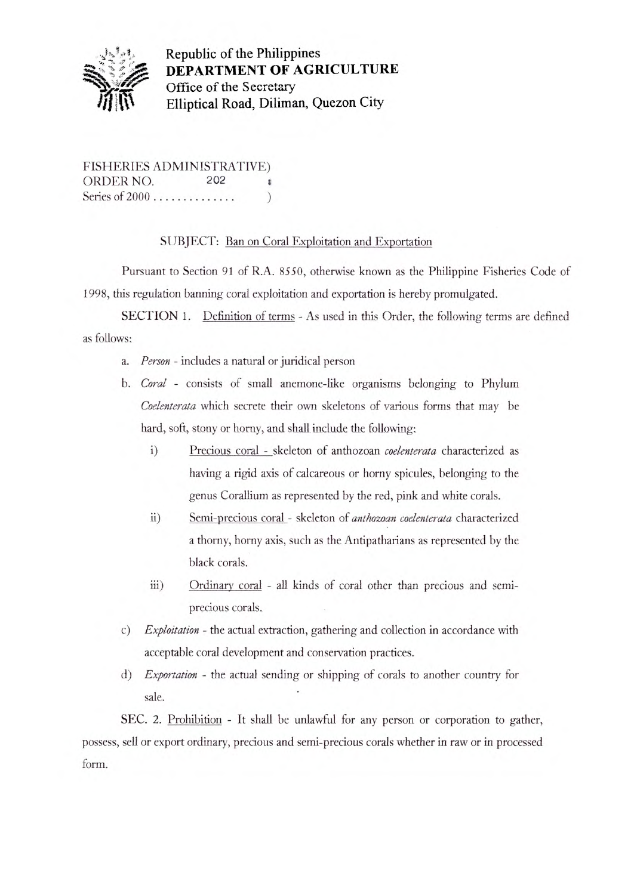Republic of the Philippines
**DEPARTMENT OF AGRICULTURE**
Office of the Secretary
Elliptical Road, Diliman, Quezon City

FISHERIES ADMINISTRATIVE)
ORDER NO. 202 :
Series of 2000 . . . . . . . . . . . . . )

SUBJECT: Ban on Coral Exploitation and Exportation

Pursuant to Section 91 of R.A. 8550, otherwise known as the Philippine Fisheries Code of 1998, this regulation banning coral exploitation and exportation is hereby promulgated.

SECTION 1. Definition of terms - As used in this Order, the following terms are defined as follows:

a. *Person* - includes a natural or juridical person
b. *Coral* - consists of small anemone-like organisms belonging to Phylum *Coelenterata* which secrete their own skeletons of various forms that may be hard, soft, stony or horny, and shall include the following:
   i) Precious coral - skeleton of anthozoan *coelenterata* characterized as having a rigid axis of calcareous or horny spicules, belonging to the genus Corallium as represented by the red, pink and white corals.
   ii) Semi-precious coral - skeleton of *anthozoan coelenterata* characterized a thorny, horny axis, such as the Antipatharians as represented by the black corals.
   iii) Ordinary coral - all kinds of coral other than precious and semi-precious corals.
c) *Exploitation* - the actual extraction, gathering and collection in accordance with acceptable coral development and conservation practices.
d) *Exportation* - the actual sending or shipping of corals to another country for sale.

SEC. 2. Prohibition - It shall be unlawful for any person or corporation to gather, possess, sell or export ordinary, precious and semi-precious corals whether in raw or in processed form.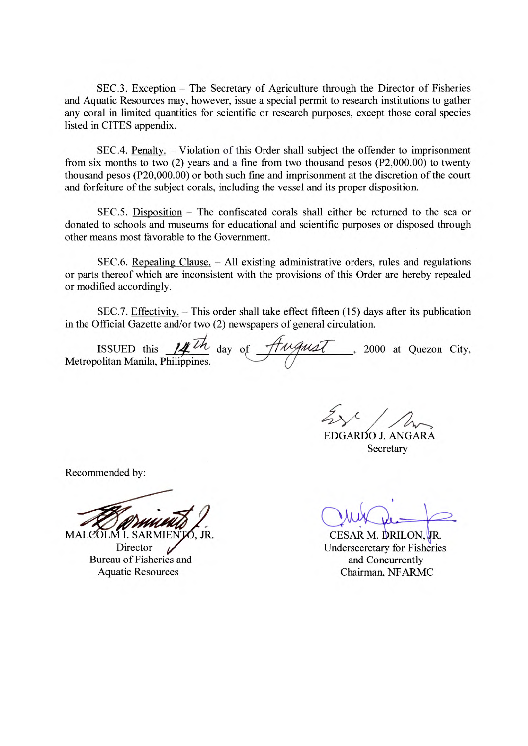SEC.3. Exception – The Secretary of Agriculture through the Director of Fisheries and Aquatic Resources may, however, issue a special permit to research institutions to gather any coral in limited quantities for scientific or research purposes, except those coral species listed in CITES appendix.

SEC.4. Penalty. – Violation of this Order shall subject the offender to imprisonment from six months to two (2) years and a fine from two thousand pesos (P2,000.00) to twenty thousand pesos (P20,000.00) or both such fine and imprisonment at the discretion of the court and forfeiture of the subject corals, including the vessel and its proper disposition.

SEC.5. Disposition – The confiscated corals shall either be returned to the sea or donated to schools and museums for educational and scientific purposes or disposed through other means most favorable to the Government.

SEC.6. Repealing Clause. – All existing administrative orders, rules and regulations or parts thereof which are inconsistent with the provisions of this Order are hereby repealed or modified accordingly.

SEC.7. Effectivity. – This order shall take effect fifteen (15) days after its publication in the Official Gazette and/or two (2) newspapers of general circulation.

ISSUED this 14th day of August, 2000 at Quezon City, Metropolitan Manila, Philippines.

EDGARDO J. ANGARA
Secretary

Recommended by:

MALCOLM I. SARMIENTO, JR.
Director
Bureau of Fisheries and
Aquatic Resources

CESAR M. DRILON, JR.
Undersecretary for Fisheries
and Concurrently
Chairman, NFARMC